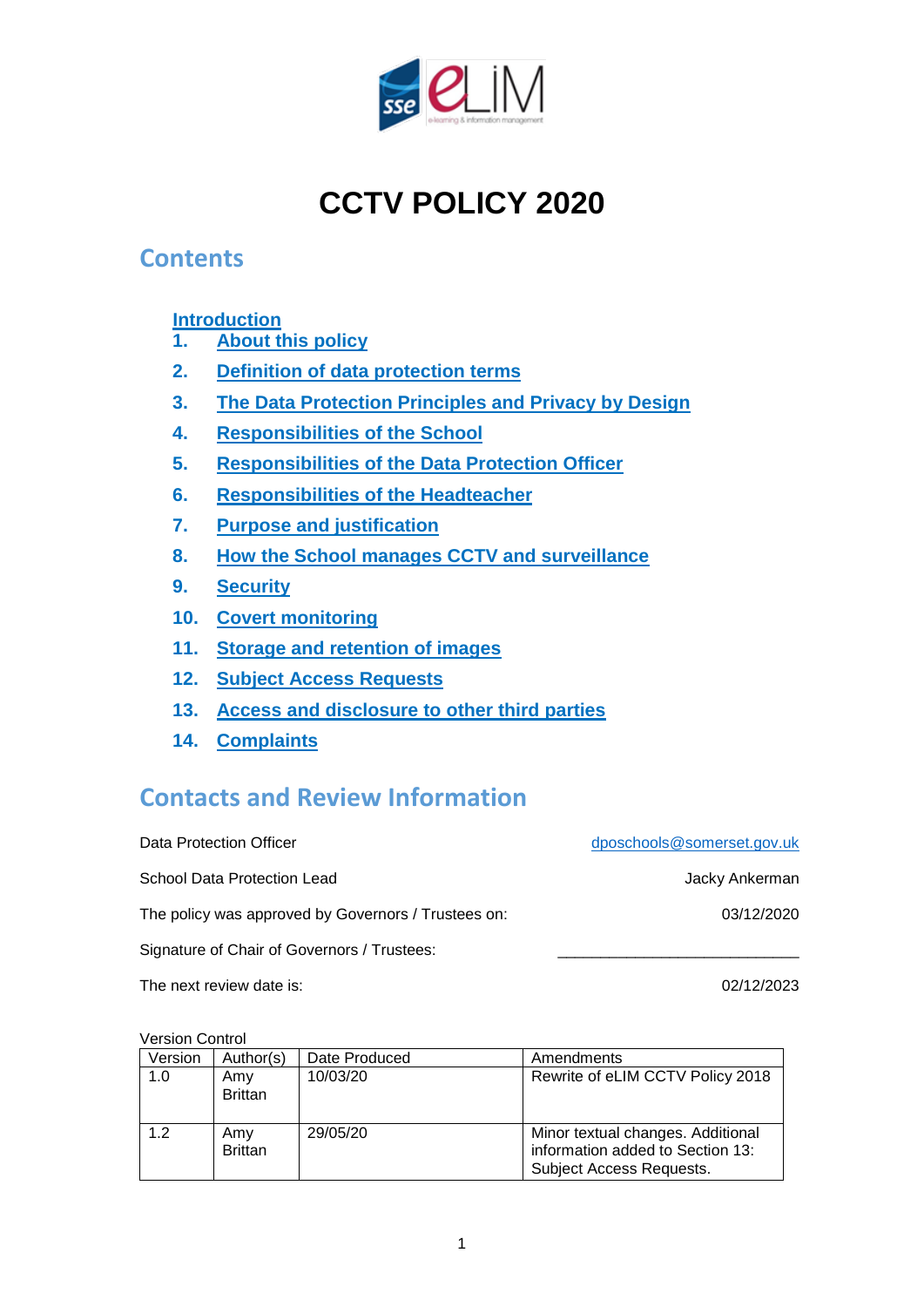# CCTV POLICY 2020

## Contents

[Introduction](#)

1. [About this policy](#)
2. [Definition of data protection terms](#)
3. [The Data Protection Principles and Privacy by Design](#)
4. [Responsibilities of the School](#)
5. [Responsibilities of the Data Protection Officer](#)
6. [Responsibilities of the Headteacher](#)
7. [Purpose and justification](#)
8. [How the School manages CCTV and surveillance](#)
9. [Security](#)
10. [Covert monitoring](#)
11. [Storage and retention of images](#)
12. [Subject Access Requests](#)
13. [Access and disclosure to other third parties](#)
14. [Complaints](#)

## Contacts and Review Information

| | |
|---|---|
| Data Protection Officer | dposchools@somerset.gov.uk |
| School Data Protection Lead | Jacky Ankerman |
| The policy was approved by Governors / Trustees on: | 03/12/2020 |
| Signature of Chair of Governors / Trustees: | ___________________________ |
| The next review date is: | 02/12/2023 |

Version Control

| Version | Author(s) | Date Produced | Amendments |
|---|---|---|---|
| 1.0 | Amy Brittan | 10/03/20 | Rewrite of eLIM CCTV Policy 2018 |
| 1.2 | Amy Brittan | 29/05/20 | Minor textual changes. Additional information added to Section 13: Subject Access Requests. |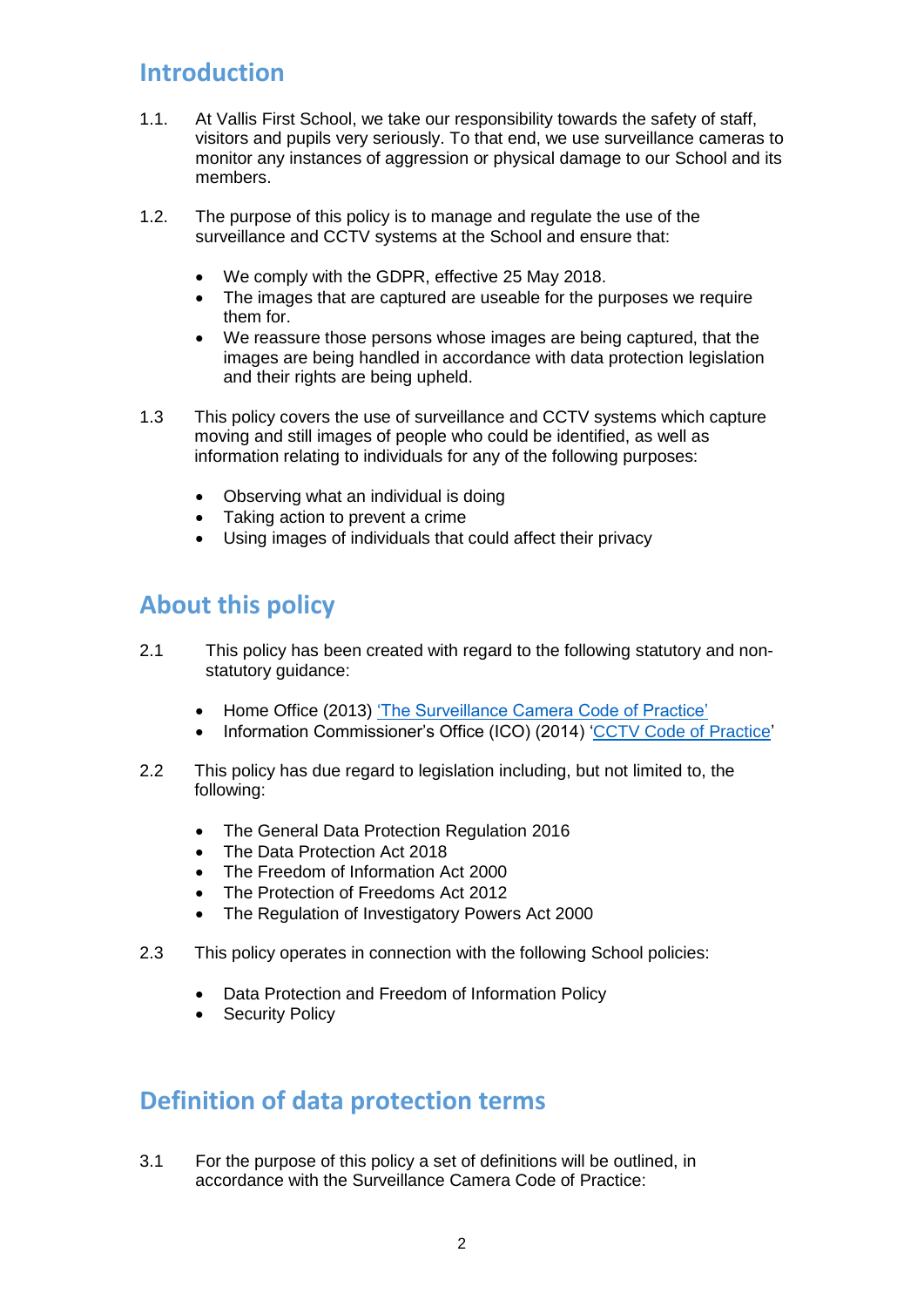## Introduction

1.1. At Vallis First School, we take our responsibility towards the safety of staff, visitors and pupils very seriously. To that end, we use surveillance cameras to monitor any instances of aggression or physical damage to our School and its members.

1.2. The purpose of this policy is to manage and regulate the use of the surveillance and CCTV systems at the School and ensure that:

- We comply with the GDPR, effective 25 May 2018.
- The images that are captured are useable for the purposes we require them for.
- We reassure those persons whose images are being captured, that the images are being handled in accordance with data protection legislation and their rights are being upheld.

1.3 This policy covers the use of surveillance and CCTV systems which capture moving and still images of people who could be identified, as well as information relating to individuals for any of the following purposes:

- Observing what an individual is doing
- Taking action to prevent a crime
- Using images of individuals that could affect their privacy

## About this policy

2.1 This policy has been created with regard to the following statutory and non-statutory guidance:

- Home Office (2013) 'The Surveillance Camera Code of Practice'
- Information Commissioner's Office (ICO) (2014) 'CCTV Code of Practice'

2.2 This policy has due regard to legislation including, but not limited to, the following:

- The General Data Protection Regulation 2016
- The Data Protection Act 2018
- The Freedom of Information Act 2000
- The Protection of Freedoms Act 2012
- The Regulation of Investigatory Powers Act 2000

2.3 This policy operates in connection with the following School policies:

- Data Protection and Freedom of Information Policy
- Security Policy

## Definition of data protection terms

3.1 For the purpose of this policy a set of definitions will be outlined, in accordance with the Surveillance Camera Code of Practice: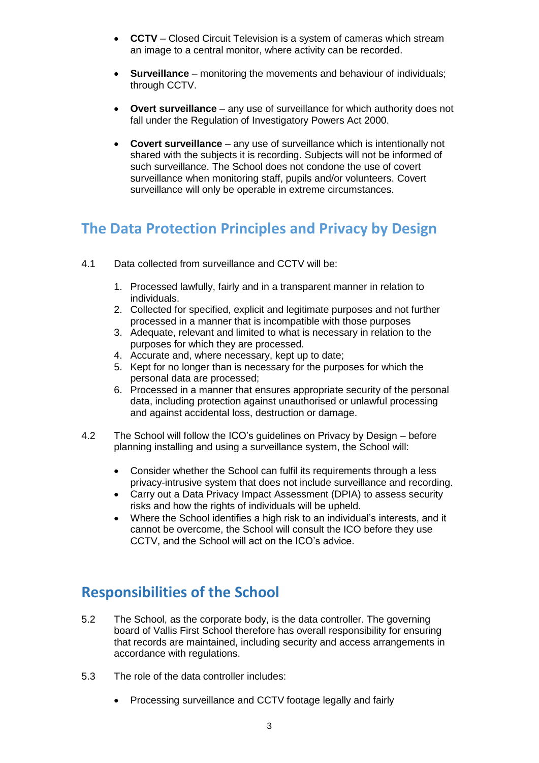- **CCTV** – Closed Circuit Television is a system of cameras which stream an image to a central monitor, where activity can be recorded.

- **Surveillance** – monitoring the movements and behaviour of individuals; through CCTV.

- **Overt surveillance** – any use of surveillance for which authority does not fall under the Regulation of Investigatory Powers Act 2000.

- **Covert surveillance** – any use of surveillance which is intentionally not shared with the subjects it is recording. Subjects will not be informed of such surveillance. The School does not condone the use of covert surveillance when monitoring staff, pupils and/or volunteers. Covert surveillance will only be operable in extreme circumstances.

## The Data Protection Principles and Privacy by Design

4.1 Data collected from surveillance and CCTV will be:

1. Processed lawfully, fairly and in a transparent manner in relation to individuals.
2. Collected for specified, explicit and legitimate purposes and not further processed in a manner that is incompatible with those purposes
3. Adequate, relevant and limited to what is necessary in relation to the purposes for which they are processed.
4. Accurate and, where necessary, kept up to date;
5. Kept for no longer than is necessary for the purposes for which the personal data are processed;
6. Processed in a manner that ensures appropriate security of the personal data, including protection against unauthorised or unlawful processing and against accidental loss, destruction or damage.

4.2 The School will follow the ICO's guidelines on Privacy by Design – before planning installing and using a surveillance system, the School will:

- Consider whether the School can fulfil its requirements through a less privacy-intrusive system that does not include surveillance and recording.
- Carry out a Data Privacy Impact Assessment (DPIA) to assess security risks and how the rights of individuals will be upheld.
- Where the School identifies a high risk to an individual's interests, and it cannot be overcome, the School will consult the ICO before they use CCTV, and the School will act on the ICO's advice.

## Responsibilities of the School

5.2 The School, as the corporate body, is the data controller. The governing board of Vallis First School therefore has overall responsibility for ensuring that records are maintained, including security and access arrangements in accordance with regulations.

5.3 The role of the data controller includes:

- Processing surveillance and CCTV footage legally and fairly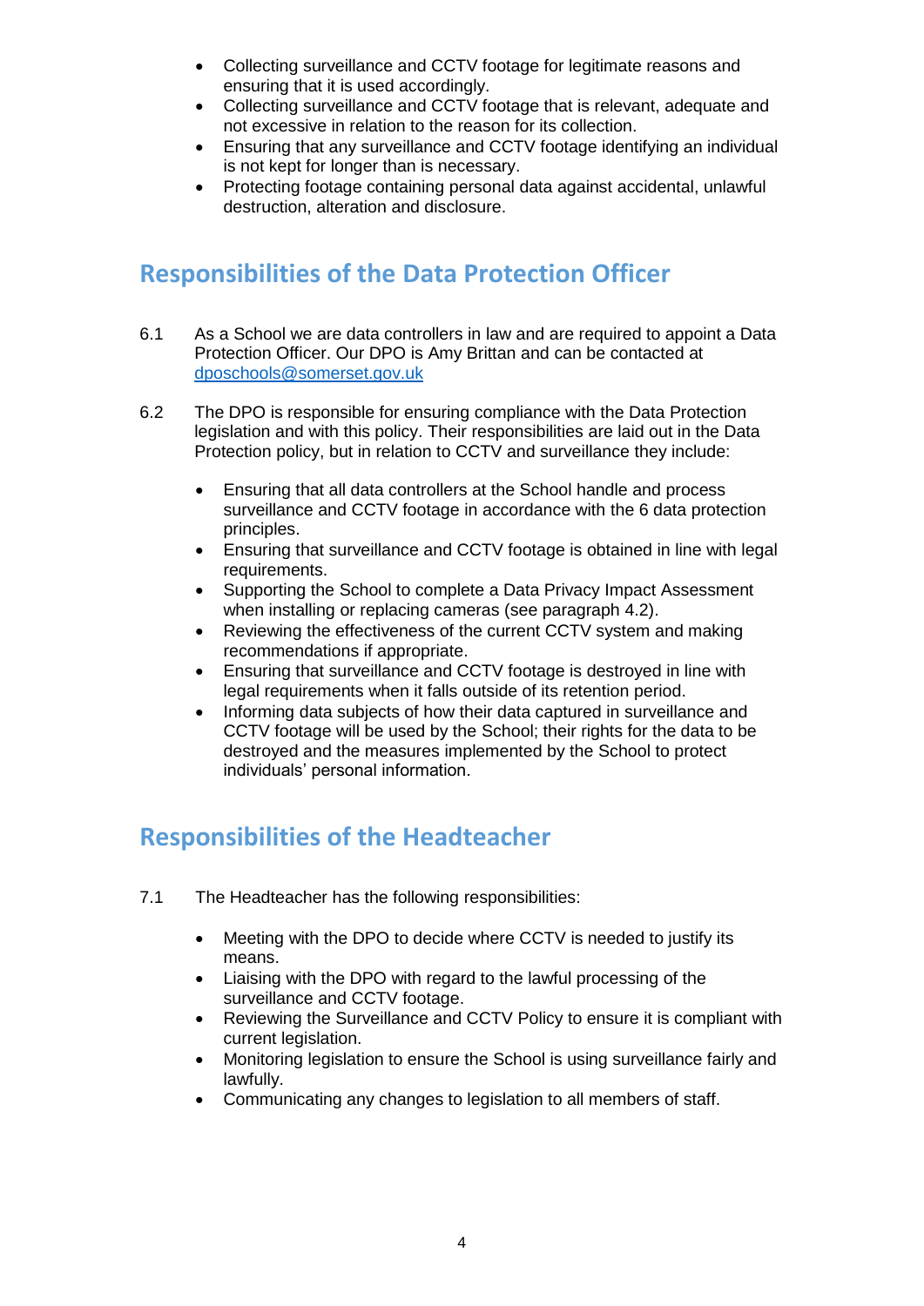- Collecting surveillance and CCTV footage for legitimate reasons and ensuring that it is used accordingly.
- Collecting surveillance and CCTV footage that is relevant, adequate and not excessive in relation to the reason for its collection.
- Ensuring that any surveillance and CCTV footage identifying an individual is not kept for longer than is necessary.
- Protecting footage containing personal data against accidental, unlawful destruction, alteration and disclosure.

## Responsibilities of the Data Protection Officer

6.1 As a School we are data controllers in law and are required to appoint a Data Protection Officer. Our DPO is Amy Brittan and can be contacted at dposchools@somerset.gov.uk

6.2 The DPO is responsible for ensuring compliance with the Data Protection legislation and with this policy. Their responsibilities are laid out in the Data Protection policy, but in relation to CCTV and surveillance they include:

- Ensuring that all data controllers at the School handle and process surveillance and CCTV footage in accordance with the 6 data protection principles.
- Ensuring that surveillance and CCTV footage is obtained in line with legal requirements.
- Supporting the School to complete a Data Privacy Impact Assessment when installing or replacing cameras (see paragraph 4.2).
- Reviewing the effectiveness of the current CCTV system and making recommendations if appropriate.
- Ensuring that surveillance and CCTV footage is destroyed in line with legal requirements when it falls outside of its retention period.
- Informing data subjects of how their data captured in surveillance and CCTV footage will be used by the School; their rights for the data to be destroyed and the measures implemented by the School to protect individuals' personal information.

## Responsibilities of the Headteacher

7.1 The Headteacher has the following responsibilities:

- Meeting with the DPO to decide where CCTV is needed to justify its means.
- Liaising with the DPO with regard to the lawful processing of the surveillance and CCTV footage.
- Reviewing the Surveillance and CCTV Policy to ensure it is compliant with current legislation.
- Monitoring legislation to ensure the School is using surveillance fairly and lawfully.
- Communicating any changes to legislation to all members of staff.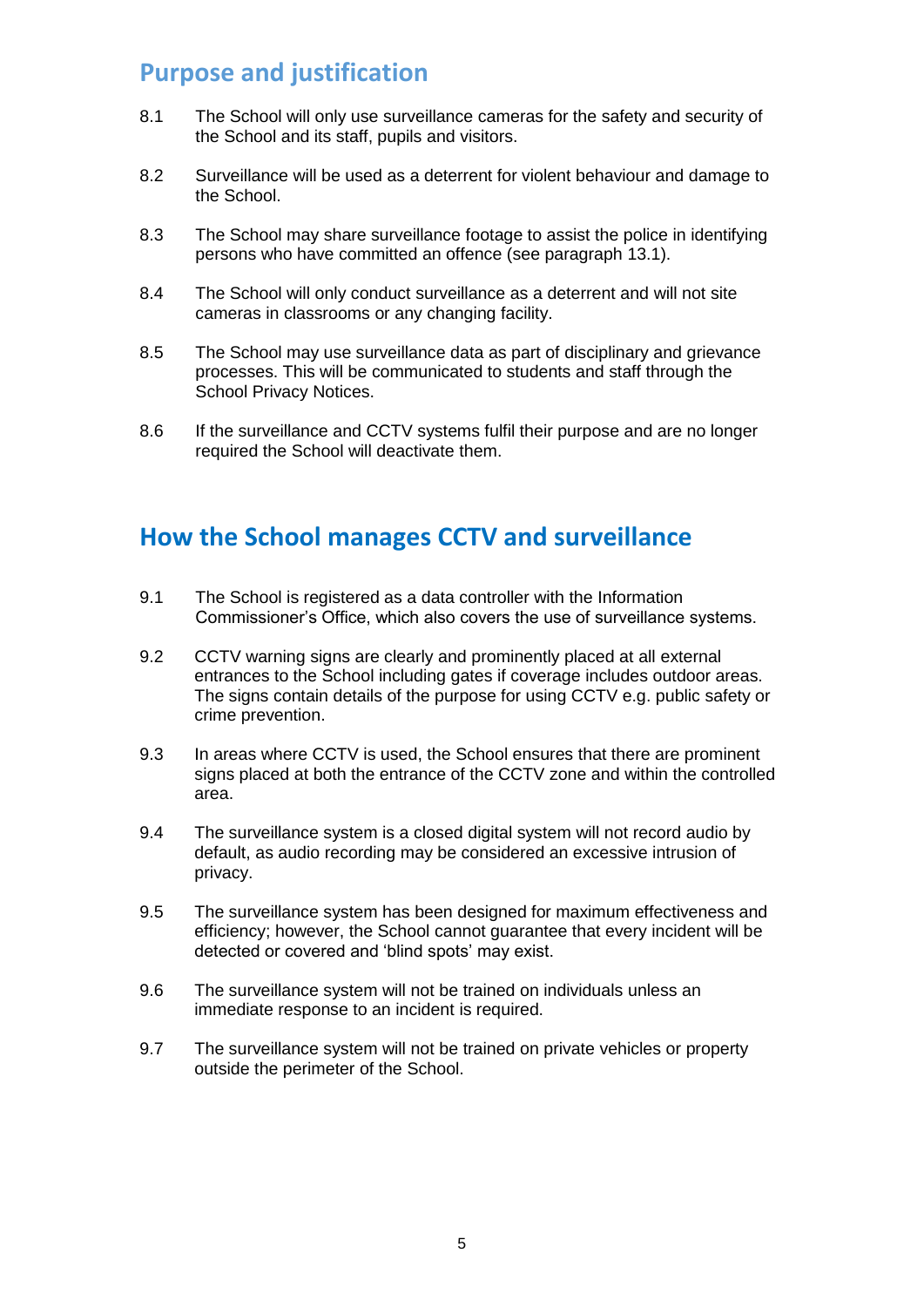## Purpose and justification

8.1 The School will only use surveillance cameras for the safety and security of the School and its staff, pupils and visitors.

8.2 Surveillance will be used as a deterrent for violent behaviour and damage to the School.

8.3 The School may share surveillance footage to assist the police in identifying persons who have committed an offence (see paragraph 13.1).

8.4 The School will only conduct surveillance as a deterrent and will not site cameras in classrooms or any changing facility.

8.5 The School may use surveillance data as part of disciplinary and grievance processes. This will be communicated to students and staff through the School Privacy Notices.

8.6 If the surveillance and CCTV systems fulfil their purpose and are no longer required the School will deactivate them.

## How the School manages CCTV and surveillance

9.1 The School is registered as a data controller with the Information Commissioner's Office, which also covers the use of surveillance systems.

9.2 CCTV warning signs are clearly and prominently placed at all external entrances to the School including gates if coverage includes outdoor areas. The signs contain details of the purpose for using CCTV e.g. public safety or crime prevention.

9.3 In areas where CCTV is used, the School ensures that there are prominent signs placed at both the entrance of the CCTV zone and within the controlled area.

9.4 The surveillance system is a closed digital system will not record audio by default, as audio recording may be considered an excessive intrusion of privacy.

9.5 The surveillance system has been designed for maximum effectiveness and efficiency; however, the School cannot guarantee that every incident will be detected or covered and 'blind spots' may exist.

9.6 The surveillance system will not be trained on individuals unless an immediate response to an incident is required.

9.7 The surveillance system will not be trained on private vehicles or property outside the perimeter of the School.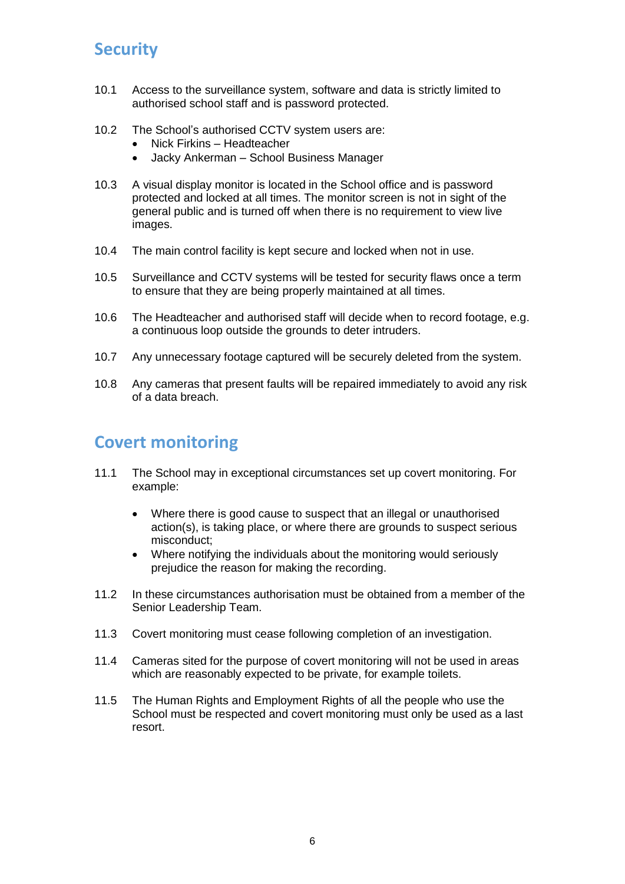## Security

10.1 Access to the surveillance system, software and data is strictly limited to authorised school staff and is password protected.

10.2 The School's authorised CCTV system users are:

- Nick Firkins – Headteacher
- Jacky Ankerman – School Business Manager

10.3 A visual display monitor is located in the School office and is password protected and locked at all times. The monitor screen is not in sight of the general public and is turned off when there is no requirement to view live images.

10.4 The main control facility is kept secure and locked when not in use.

10.5 Surveillance and CCTV systems will be tested for security flaws once a term to ensure that they are being properly maintained at all times.

10.6 The Headteacher and authorised staff will decide when to record footage, e.g. a continuous loop outside the grounds to deter intruders.

10.7 Any unnecessary footage captured will be securely deleted from the system.

10.8 Any cameras that present faults will be repaired immediately to avoid any risk of a data breach.

## Covert monitoring

11.1 The School may in exceptional circumstances set up covert monitoring. For example:

- Where there is good cause to suspect that an illegal or unauthorised action(s), is taking place, or where there are grounds to suspect serious misconduct;
- Where notifying the individuals about the monitoring would seriously prejudice the reason for making the recording.

11.2 In these circumstances authorisation must be obtained from a member of the Senior Leadership Team.

11.3 Covert monitoring must cease following completion of an investigation.

11.4 Cameras sited for the purpose of covert monitoring will not be used in areas which are reasonably expected to be private, for example toilets.

11.5 The Human Rights and Employment Rights of all the people who use the School must be respected and covert monitoring must only be used as a last resort.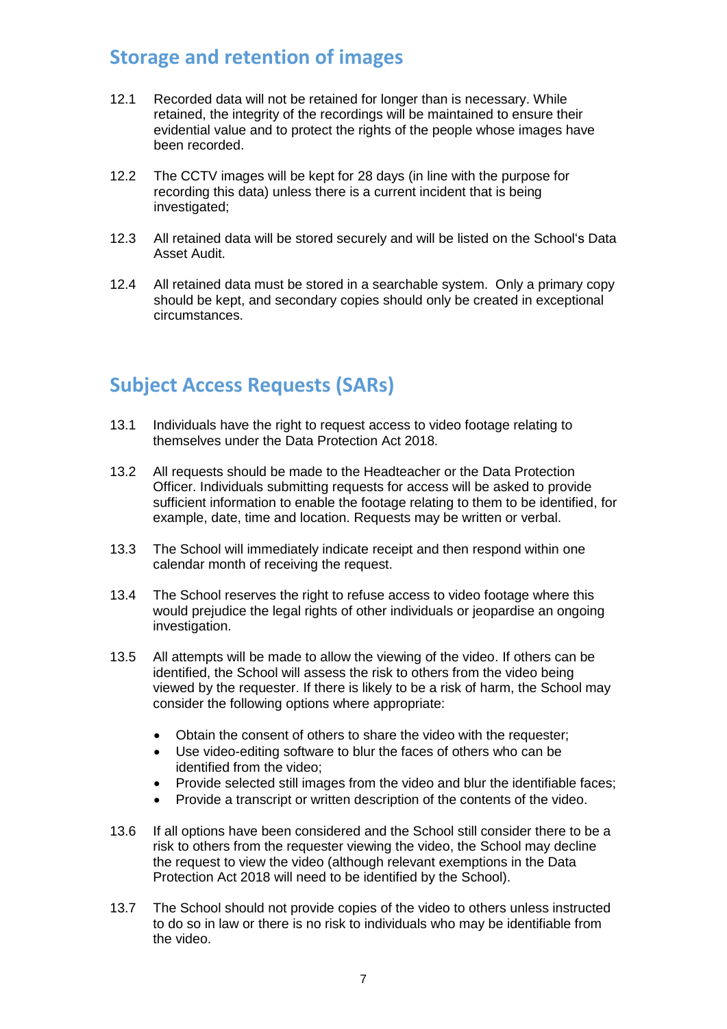## Storage and retention of images

12.1 Recorded data will not be retained for longer than is necessary. While retained, the integrity of the recordings will be maintained to ensure their evidential value and to protect the rights of the people whose images have been recorded.

12.2 The CCTV images will be kept for 28 days (in line with the purpose for recording this data) unless there is a current incident that is being investigated;

12.3 All retained data will be stored securely and will be listed on the School's Data Asset Audit.

12.4 All retained data must be stored in a searchable system. Only a primary copy should be kept, and secondary copies should only be created in exceptional circumstances.

## Subject Access Requests (SARs)

13.1 Individuals have the right to request access to video footage relating to themselves under the Data Protection Act 2018.

13.2 All requests should be made to the Headteacher or the Data Protection Officer. Individuals submitting requests for access will be asked to provide sufficient information to enable the footage relating to them to be identified, for example, date, time and location. Requests may be written or verbal.

13.3 The School will immediately indicate receipt and then respond within one calendar month of receiving the request.

13.4 The School reserves the right to refuse access to video footage where this would prejudice the legal rights of other individuals or jeopardise an ongoing investigation.

13.5 All attempts will be made to allow the viewing of the video. If others can be identified, the School will assess the risk to others from the video being viewed by the requester. If there is likely to be a risk of harm, the School may consider the following options where appropriate:

- Obtain the consent of others to share the video with the requester;
- Use video-editing software to blur the faces of others who can be identified from the video;
- Provide selected still images from the video and blur the identifiable faces;
- Provide a transcript or written description of the contents of the video.

13.6 If all options have been considered and the School still consider there to be a risk to others from the requester viewing the video, the School may decline the request to view the video (although relevant exemptions in the Data Protection Act 2018 will need to be identified by the School).

13.7 The School should not provide copies of the video to others unless instructed to do so in law or there is no risk to individuals who may be identifiable from the video.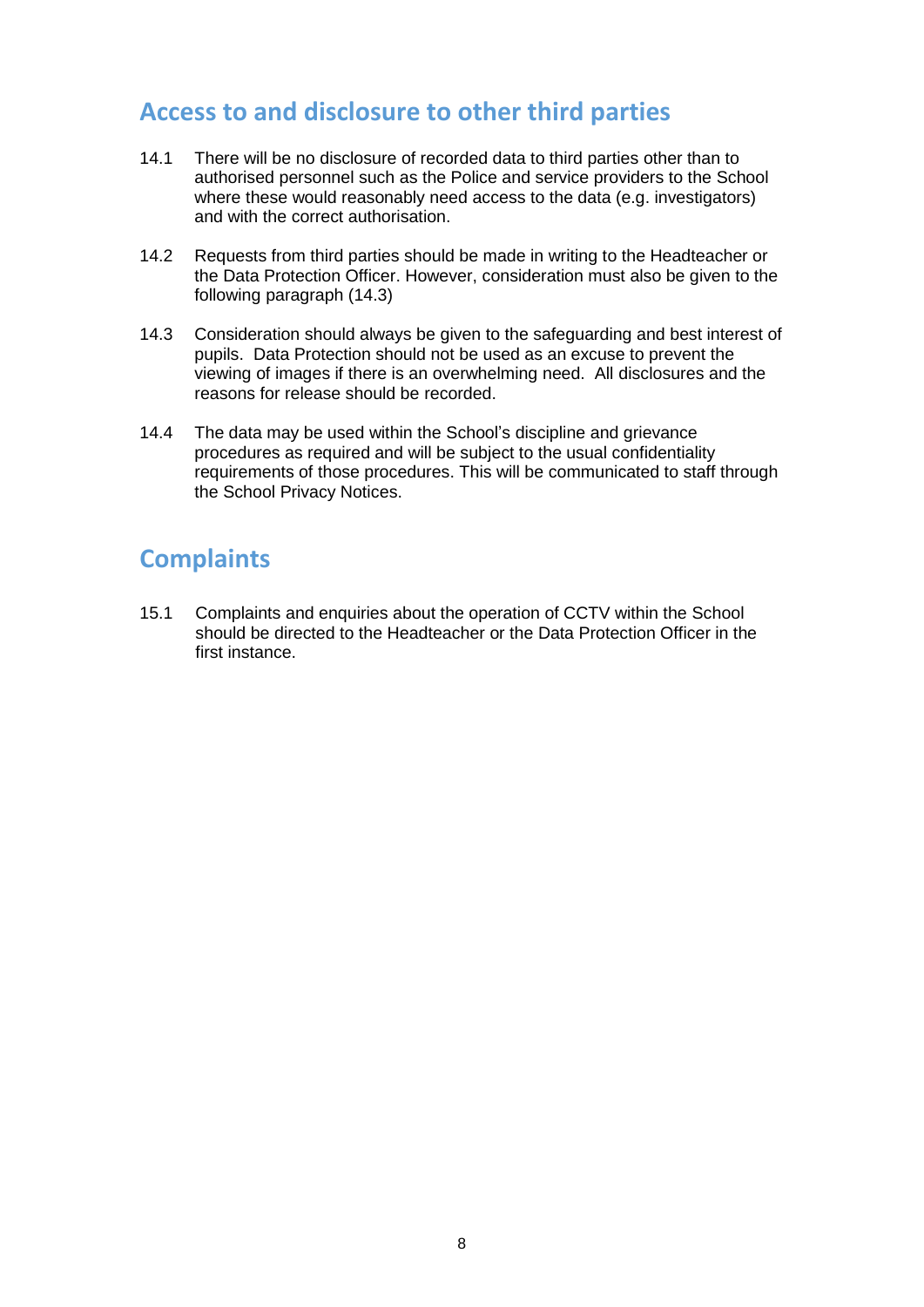## Access to and disclosure to other third parties

14.1 There will be no disclosure of recorded data to third parties other than to authorised personnel such as the Police and service providers to the School where these would reasonably need access to the data (e.g. investigators) and with the correct authorisation.

14.2 Requests from third parties should be made in writing to the Headteacher or the Data Protection Officer. However, consideration must also be given to the following paragraph (14.3)

14.3 Consideration should always be given to the safeguarding and best interest of pupils. Data Protection should not be used as an excuse to prevent the viewing of images if there is an overwhelming need. All disclosures and the reasons for release should be recorded.

14.4 The data may be used within the School's discipline and grievance procedures as required and will be subject to the usual confidentiality requirements of those procedures. This will be communicated to staff through the School Privacy Notices.

## Complaints

15.1 Complaints and enquiries about the operation of CCTV within the School should be directed to the Headteacher or the Data Protection Officer in the first instance.